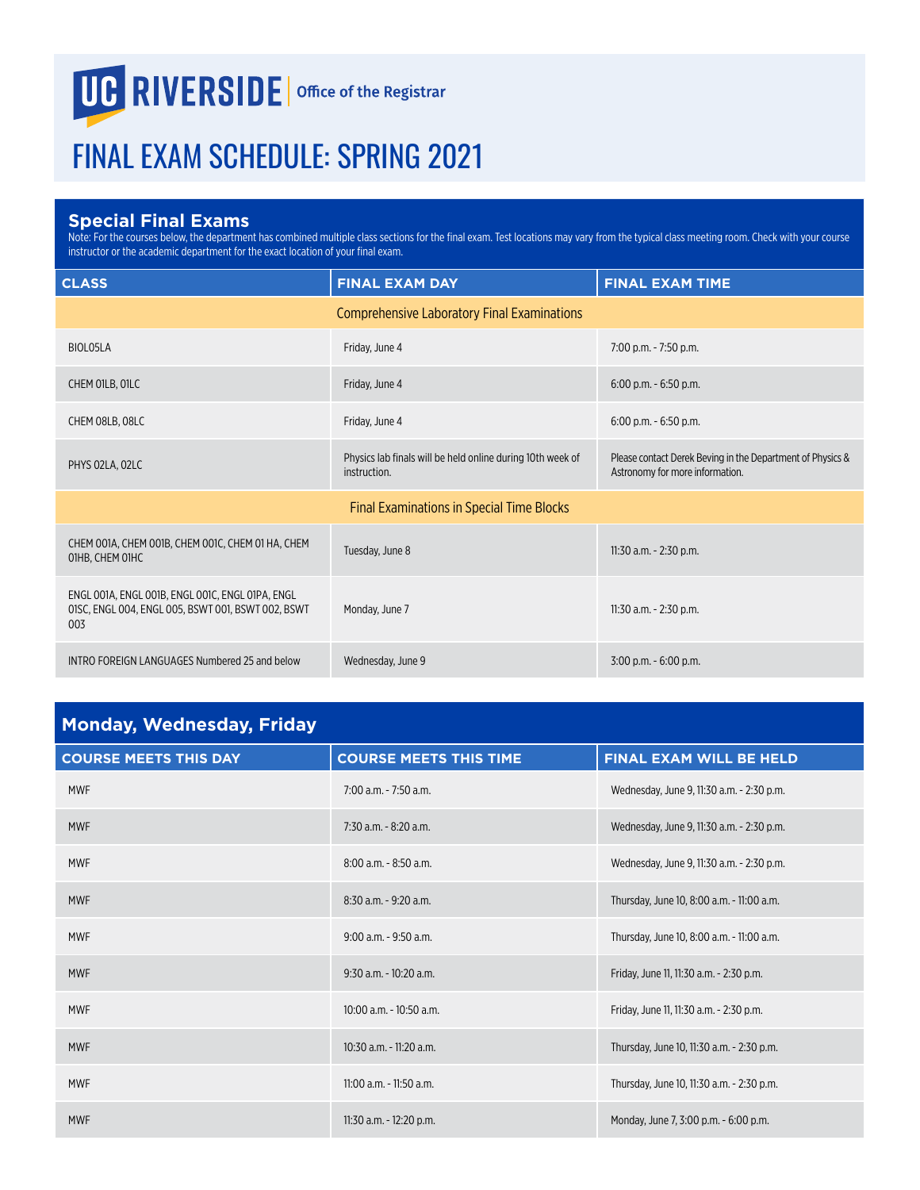UC RIVERSIDE | Office of the Registrar

# FINAL EXAM SCHEDULE: SPRING 2021

## Special Final Exams

Note: For the courses below, the department has combined multiple class sections for the final exam. Test locations may vary from the typical class meeting room. Check with your course instructor or the academic department for the exact location of your final exam.

| CLASS | FINAL EXAM DAY | FINAL EXAM TIME |
|---|---|---|
| **Comprehensive Laboratory Final Examinations** | | |
| BIOL05LA | Friday, June 4 | 7:00 p.m. - 7:50 p.m. |
| CHEM 01LB, 01LC | Friday, June 4 | 6:00 p.m. - 6:50 p.m. |
| CHEM 08LB, 08LC | Friday, June 4 | 6:00 p.m. - 6:50 p.m. |
| PHYS 02LA, 02LC | Physics lab finals will be held online during 10th week of instruction. | Please contact Derek Beving in the Department of Physics & Astronomy for more information. |
| **Final Examinations in Special Time Blocks** | | |
| CHEM 001A, CHEM 001B, CHEM 001C, CHEM 01 HA, CHEM 01HB, CHEM 01HC | Tuesday, June 8 | 11:30 a.m. - 2:30 p.m. |
| ENGL 001A, ENGL 001B, ENGL 001C, ENGL 01PA, ENGL 01SC, ENGL 004, ENGL 005, BSWT 001, BSWT 002, BSWT 003 | Monday, June 7 | 11:30 a.m. - 2:30 p.m. |
| INTRO FOREIGN LANGUAGES Numbered 25 and below | Wednesday, June 9 | 3:00 p.m. - 6:00 p.m. |

## Monday, Wednesday, Friday

| COURSE MEETS THIS DAY | COURSE MEETS THIS TIME | FINAL EXAM WILL BE HELD |
|---|---|---|
| MWF | 7:00 a.m. - 7:50 a.m. | Wednesday, June 9, 11:30 a.m. - 2:30 p.m. |
| MWF | 7:30 a.m. - 8:20 a.m. | Wednesday, June 9, 11:30 a.m. - 2:30 p.m. |
| MWF | 8:00 a.m. - 8:50 a.m. | Wednesday, June 9, 11:30 a.m. - 2:30 p.m. |
| MWF | 8:30 a.m. - 9:20 a.m. | Thursday, June 10, 8:00 a.m. - 11:00 a.m. |
| MWF | 9:00 a.m. - 9:50 a.m. | Thursday, June 10, 8:00 a.m. - 11:00 a.m. |
| MWF | 9:30 a.m. - 10:20 a.m. | Friday, June 11, 11:30 a.m. - 2:30 p.m. |
| MWF | 10:00 a.m. - 10:50 a.m. | Friday, June 11, 11:30 a.m. - 2:30 p.m. |
| MWF | 10:30 a.m. - 11:20 a.m. | Thursday, June 10, 11:30 a.m. - 2:30 p.m. |
| MWF | 11:00 a.m. - 11:50 a.m. | Thursday, June 10, 11:30 a.m. - 2:30 p.m. |
| MWF | 11:30 a.m. - 12:20 p.m. | Monday, June 7, 3:00 p.m. - 6:00 p.m. |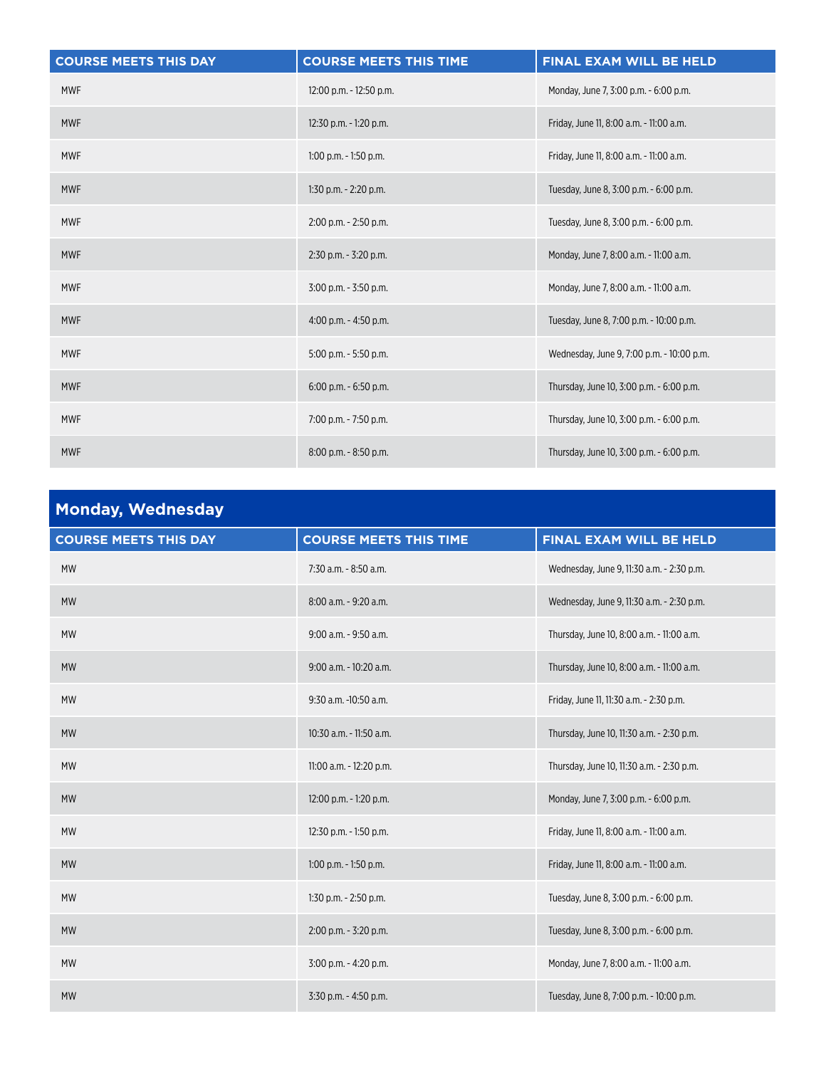| COURSE MEETS THIS DAY | COURSE MEETS THIS TIME | FINAL EXAM WILL BE HELD |
|---|---|---|
| MWF | 12:00 p.m. - 12:50 p.m. | Monday, June 7, 3:00 p.m. - 6:00 p.m. |
| MWF | 12:30 p.m. - 1:20 p.m. | Friday, June 11, 8:00 a.m. - 11:00 a.m. |
| MWF | 1:00 p.m. - 1:50 p.m. | Friday, June 11, 8:00 a.m. - 11:00 a.m. |
| MWF | 1:30 p.m. - 2:20 p.m. | Tuesday, June 8, 3:00 p.m. - 6:00 p.m. |
| MWF | 2:00 p.m. - 2:50 p.m. | Tuesday, June 8, 3:00 p.m. - 6:00 p.m. |
| MWF | 2:30 p.m. - 3:20 p.m. | Monday, June 7, 8:00 a.m. - 11:00 a.m. |
| MWF | 3:00 p.m. - 3:50 p.m. | Monday, June 7, 8:00 a.m. - 11:00 a.m. |
| MWF | 4:00 p.m. - 4:50 p.m. | Tuesday, June 8, 7:00 p.m. - 10:00 p.m. |
| MWF | 5:00 p.m. - 5:50 p.m. | Wednesday, June 9, 7:00 p.m. - 10:00 p.m. |
| MWF | 6:00 p.m. - 6:50 p.m. | Thursday, June 10, 3:00 p.m. - 6:00 p.m. |
| MWF | 7:00 p.m. - 7:50 p.m. | Thursday, June 10, 3:00 p.m. - 6:00 p.m. |
| MWF | 8:00 p.m. - 8:50 p.m. | Thursday, June 10, 3:00 p.m. - 6:00 p.m. |

## Monday, Wednesday

| COURSE MEETS THIS DAY | COURSE MEETS THIS TIME | FINAL EXAM WILL BE HELD |
|---|---|---|
| MW | 7:30 a.m. - 8:50 a.m. | Wednesday, June 9, 11:30 a.m. - 2:30 p.m. |
| MW | 8:00 a.m. - 9:20 a.m. | Wednesday, June 9, 11:30 a.m. - 2:30 p.m. |
| MW | 9:00 a.m. - 9:50 a.m. | Thursday, June 10, 8:00 a.m. - 11:00 a.m. |
| MW | 9:00 a.m. - 10:20 a.m. | Thursday, June 10, 8:00 a.m. - 11:00 a.m. |
| MW | 9:30 a.m. -10:50 a.m. | Friday, June 11, 11:30 a.m. - 2:30 p.m. |
| MW | 10:30 a.m. - 11:50 a.m. | Thursday, June 10, 11:30 a.m. - 2:30 p.m. |
| MW | 11:00 a.m. - 12:20 p.m. | Thursday, June 10, 11:30 a.m. - 2:30 p.m. |
| MW | 12:00 p.m. - 1:20 p.m. | Monday, June 7, 3:00 p.m. - 6:00 p.m. |
| MW | 12:30 p.m. - 1:50 p.m. | Friday, June 11, 8:00 a.m. - 11:00 a.m. |
| MW | 1:00 p.m. - 1:50 p.m. | Friday, June 11, 8:00 a.m. - 11:00 a.m. |
| MW | 1:30 p.m. - 2:50 p.m. | Tuesday, June 8, 3:00 p.m. - 6:00 p.m. |
| MW | 2:00 p.m. - 3:20 p.m. | Tuesday, June 8, 3:00 p.m. - 6:00 p.m. |
| MW | 3:00 p.m. - 4:20 p.m. | Monday, June 7, 8:00 a.m. - 11:00 a.m. |
| MW | 3:30 p.m. - 4:50 p.m. | Tuesday, June 8, 7:00 p.m. - 10:00 p.m. |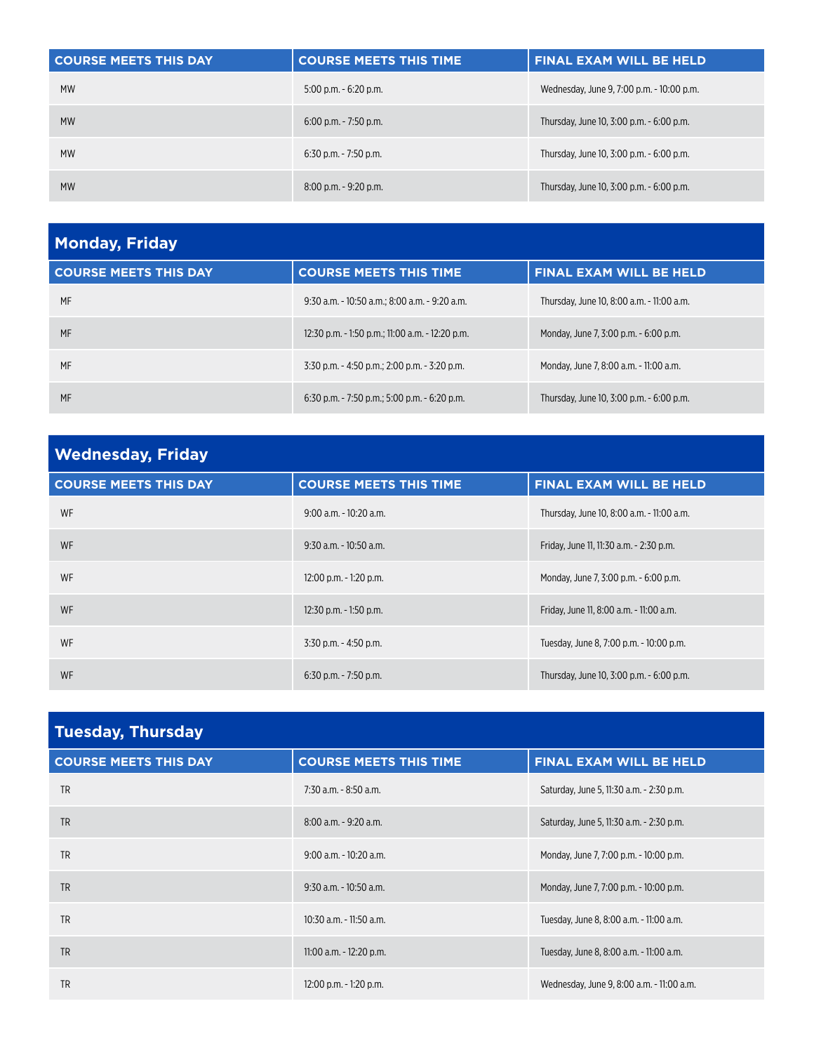| COURSE MEETS THIS DAY | COURSE MEETS THIS TIME | FINAL EXAM WILL BE HELD |
|---|---|---|
| MW | 5:00 p.m. - 6:20 p.m. | Wednesday, June 9, 7:00 p.m. - 10:00 p.m. |
| MW | 6:00 p.m. - 7:50 p.m. | Thursday, June 10, 3:00 p.m. - 6:00 p.m. |
| MW | 6:30 p.m. - 7:50 p.m. | Thursday, June 10, 3:00 p.m. - 6:00 p.m. |
| MW | 8:00 p.m. - 9:20 p.m. | Thursday, June 10, 3:00 p.m. - 6:00 p.m. |

## Monday, Friday

| COURSE MEETS THIS DAY | COURSE MEETS THIS TIME | FINAL EXAM WILL BE HELD |
|---|---|---|
| MF | 9:30 a.m. - 10:50 a.m.; 8:00 a.m. - 9:20 a.m. | Thursday, June 10, 8:00 a.m. - 11:00 a.m. |
| MF | 12:30 p.m. - 1:50 p.m.; 11:00 a.m. - 12:20 p.m. | Monday, June 7, 3:00 p.m. - 6:00 p.m. |
| MF | 3:30 p.m. - 4:50 p.m.; 2:00 p.m. - 3:20 p.m. | Monday, June 7, 8:00 a.m. - 11:00 a.m. |
| MF | 6:30 p.m. - 7:50 p.m.; 5:00 p.m. - 6:20 p.m. | Thursday, June 10, 3:00 p.m. - 6:00 p.m. |

## Wednesday, Friday

| COURSE MEETS THIS DAY | COURSE MEETS THIS TIME | FINAL EXAM WILL BE HELD |
|---|---|---|
| WF | 9:00 a.m. - 10:20 a.m. | Thursday, June 10, 8:00 a.m. - 11:00 a.m. |
| WF | 9:30 a.m. - 10:50 a.m. | Friday, June 11, 11:30 a.m. - 2:30 p.m. |
| WF | 12:00 p.m. - 1:20 p.m. | Monday, June 7, 3:00 p.m. - 6:00 p.m. |
| WF | 12:30 p.m. - 1:50 p.m. | Friday, June 11, 8:00 a.m. - 11:00 a.m. |
| WF | 3:30 p.m. - 4:50 p.m. | Tuesday, June 8, 7:00 p.m. - 10:00 p.m. |
| WF | 6:30 p.m. - 7:50 p.m. | Thursday, June 10, 3:00 p.m. - 6:00 p.m. |

## Tuesday, Thursday

| COURSE MEETS THIS DAY | COURSE MEETS THIS TIME | FINAL EXAM WILL BE HELD |
|---|---|---|
| TR | 7:30 a.m. - 8:50 a.m. | Saturday, June 5, 11:30 a.m. - 2:30 p.m. |
| TR | 8:00 a.m. - 9:20 a.m. | Saturday, June 5, 11:30 a.m. - 2:30 p.m. |
| TR | 9:00 a.m. - 10:20 a.m. | Monday, June 7, 7:00 p.m. - 10:00 p.m. |
| TR | 9:30 a.m. - 10:50 a.m. | Monday, June 7, 7:00 p.m. - 10:00 p.m. |
| TR | 10:30 a.m. - 11:50 a.m. | Tuesday, June 8, 8:00 a.m. - 11:00 a.m. |
| TR | 11:00 a.m. - 12:20 p.m. | Tuesday, June 8, 8:00 a.m. - 11:00 a.m. |
| TR | 12:00 p.m. - 1:20 p.m. | Wednesday, June 9, 8:00 a.m. - 11:00 a.m. |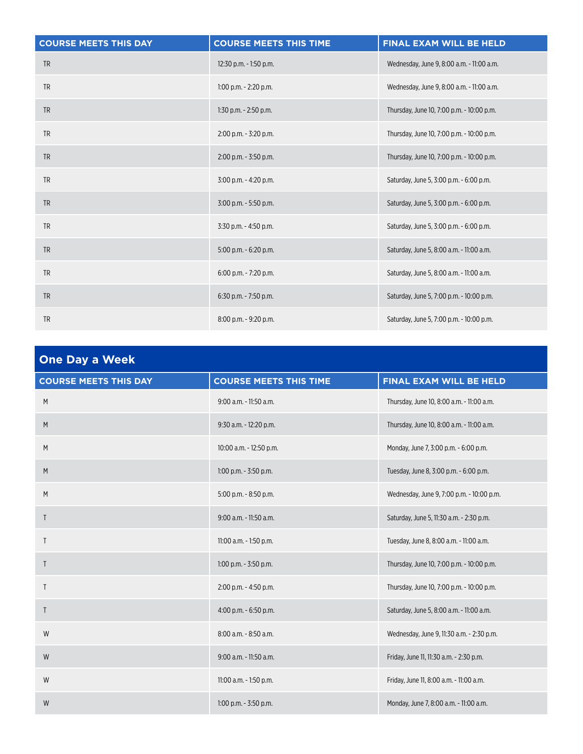| COURSE MEETS THIS DAY | COURSE MEETS THIS TIME | FINAL EXAM WILL BE HELD |
|---|---|---|
| TR | 12:30 p.m. - 1:50 p.m. | Wednesday, June 9, 8:00 a.m. - 11:00 a.m. |
| TR | 1:00 p.m. - 2:20 p.m. | Wednesday, June 9, 8:00 a.m. - 11:00 a.m. |
| TR | 1:30 p.m. - 2:50 p.m. | Thursday, June 10, 7:00 p.m. - 10:00 p.m. |
| TR | 2:00 p.m. - 3:20 p.m. | Thursday, June 10, 7:00 p.m. - 10:00 p.m. |
| TR | 2:00 p.m. - 3:50 p.m. | Thursday, June 10, 7:00 p.m. - 10:00 p.m. |
| TR | 3:00 p.m. - 4:20 p.m. | Saturday, June 5, 3:00 p.m. - 6:00 p.m. |
| TR | 3:00 p.m. - 5:50 p.m. | Saturday, June 5, 3:00 p.m. - 6:00 p.m. |
| TR | 3:30 p.m. - 4:50 p.m. | Saturday, June 5, 3:00 p.m. - 6:00 p.m. |
| TR | 5:00 p.m. - 6:20 p.m. | Saturday, June 5, 8:00 a.m. - 11:00 a.m. |
| TR | 6:00 p.m. - 7:20 p.m. | Saturday, June 5, 8:00 a.m. - 11:00 a.m. |
| TR | 6:30 p.m. - 7:50 p.m. | Saturday, June 5, 7:00 p.m. - 10:00 p.m. |
| TR | 8:00 p.m. - 9:20 p.m. | Saturday, June 5, 7:00 p.m. - 10:00 p.m. |

## One Day a Week

| COURSE MEETS THIS DAY | COURSE MEETS THIS TIME | FINAL EXAM WILL BE HELD |
|---|---|---|
| M | 9:00 a.m. - 11:50 a.m. | Thursday, June 10, 8:00 a.m. - 11:00 a.m. |
| M | 9:30 a.m. - 12:20 p.m. | Thursday, June 10, 8:00 a.m. - 11:00 a.m. |
| M | 10:00 a.m. - 12:50 p.m. | Monday, June 7, 3:00 p.m. - 6:00 p.m. |
| M | 1:00 p.m. - 3:50 p.m. | Tuesday, June 8, 3:00 p.m. - 6:00 p.m. |
| M | 5:00 p.m. - 8:50 p.m. | Wednesday, June 9, 7:00 p.m. - 10:00 p.m. |
| T | 9:00 a.m. - 11:50 a.m. | Saturday, June 5, 11:30 a.m. - 2:30 p.m. |
| T | 11:00 a.m. - 1:50 p.m. | Tuesday, June 8, 8:00 a.m. - 11:00 a.m. |
| T | 1:00 p.m. - 3:50 p.m. | Thursday, June 10, 7:00 p.m. - 10:00 p.m. |
| T | 2:00 p.m. - 4:50 p.m. | Thursday, June 10, 7:00 p.m. - 10:00 p.m. |
| T | 4:00 p.m. - 6:50 p.m. | Saturday, June 5, 8:00 a.m. - 11:00 a.m. |
| W | 8:00 a.m. - 8:50 a.m. | Wednesday, June 9, 11:30 a.m. - 2:30 p.m. |
| W | 9:00 a.m. - 11:50 a.m. | Friday, June 11, 11:30 a.m. - 2:30 p.m. |
| W | 11:00 a.m. - 1:50 p.m. | Friday, June 11, 8:00 a.m. - 11:00 a.m. |
| W | 1:00 p.m. - 3:50 p.m. | Monday, June 7, 8:00 a.m. - 11:00 a.m. |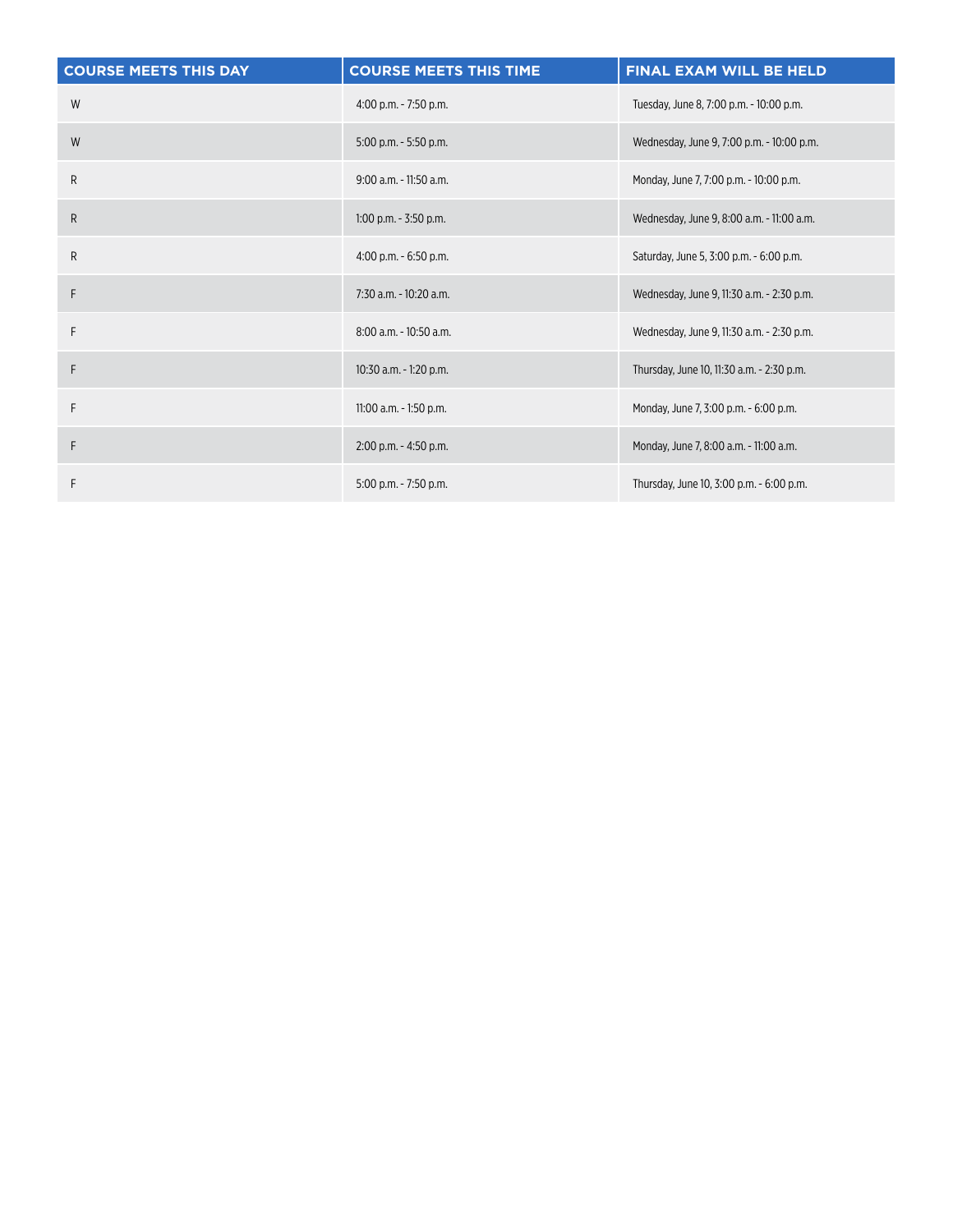| COURSE MEETS THIS DAY | COURSE MEETS THIS TIME | FINAL EXAM WILL BE HELD |
|---|---|---|
| W | 4:00 p.m. - 7:50 p.m. | Tuesday, June 8, 7:00 p.m. - 10:00 p.m. |
| W | 5:00 p.m. - 5:50 p.m. | Wednesday, June 9, 7:00 p.m. - 10:00 p.m. |
| R | 9:00 a.m. - 11:50 a.m. | Monday, June 7, 7:00 p.m. - 10:00 p.m. |
| R | 1:00 p.m. - 3:50 p.m. | Wednesday, June 9, 8:00 a.m. - 11:00 a.m. |
| R | 4:00 p.m. - 6:50 p.m. | Saturday, June 5, 3:00 p.m. - 6:00 p.m. |
| F | 7:30 a.m. - 10:20 a.m. | Wednesday, June 9, 11:30 a.m. - 2:30 p.m. |
| F | 8:00 a.m. - 10:50 a.m. | Wednesday, June 9, 11:30 a.m. - 2:30 p.m. |
| F | 10:30 a.m. - 1:20 p.m. | Thursday, June 10, 11:30 a.m. - 2:30 p.m. |
| F | 11:00 a.m. - 1:50 p.m. | Monday, June 7, 3:00 p.m. - 6:00 p.m. |
| F | 2:00 p.m. - 4:50 p.m. | Monday, June 7, 8:00 a.m. - 11:00 a.m. |
| F | 5:00 p.m. - 7:50 p.m. | Thursday, June 10, 3:00 p.m. - 6:00 p.m. |